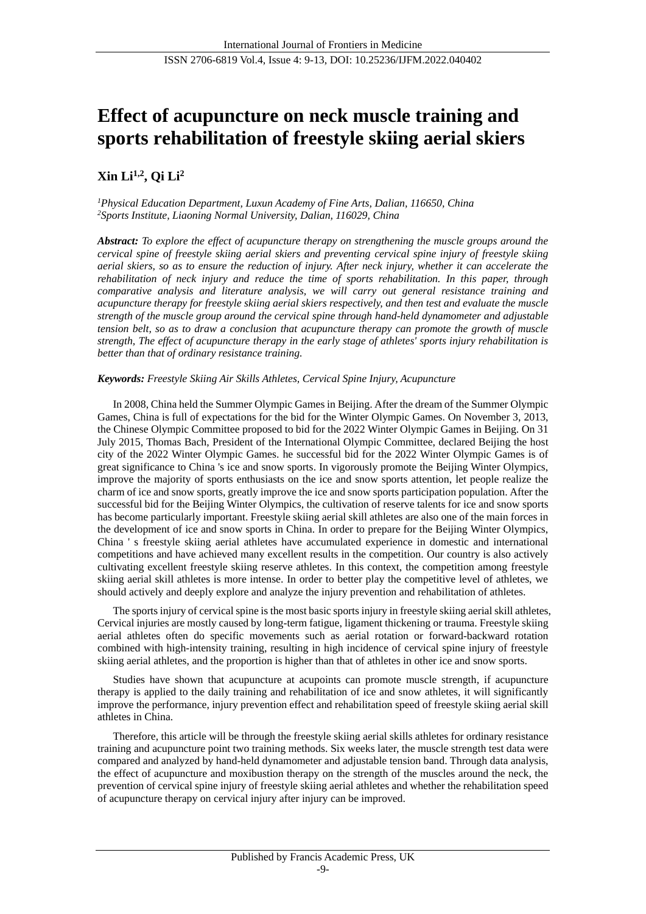# Effect of acupuncture on neck muscle training and sports rehabilitation of freestyle skiing aerial skiers

**Xin Li[1,2], Qi Li[2]**

*[1]Physical Education Department, Luxun Academy of Fine Arts, Dalian, 116650, China*
*[2]Sports Institute, Liaoning Normal University, Dalian, 116029, China*

***Abstract:*** *To explore the effect of acupuncture therapy on strengthening the muscle groups around the cervical spine of freestyle skiing aerial skiers and preventing cervical spine injury of freestyle skiing aerial skiers, so as to ensure the reduction of injury. After neck injury, whether it can accelerate the rehabilitation of neck injury and reduce the time of sports rehabilitation. In this paper, through comparative analysis and literature analysis, we will carry out general resistance training and acupuncture therapy for freestyle skiing aerial skiers respectively, and then test and evaluate the muscle strength of the muscle group around the cervical spine through hand-held dynamometer and adjustable tension belt, so as to draw a conclusion that acupuncture therapy can promote the growth of muscle strength, The effect of acupuncture therapy in the early stage of athletes' sports injury rehabilitation is better than that of ordinary resistance training.*

***Keywords:*** *Freestyle Skiing Air Skills Athletes, Cervical Spine Injury, Acupuncture*

In 2008, China held the Summer Olympic Games in Beijing. After the dream of the Summer Olympic Games, China is full of expectations for the bid for the Winter Olympic Games. On November 3, 2013, the Chinese Olympic Committee proposed to bid for the 2022 Winter Olympic Games in Beijing. On 31 July 2015, Thomas Bach, President of the International Olympic Committee, declared Beijing the host city of the 2022 Winter Olympic Games. he successful bid for the 2022 Winter Olympic Games is of great significance to China 's ice and snow sports. In vigorously promote the Beijing Winter Olympics, improve the majority of sports enthusiasts on the ice and snow sports attention, let people realize the charm of ice and snow sports, greatly improve the ice and snow sports participation population. After the successful bid for the Beijing Winter Olympics, the cultivation of reserve talents for ice and snow sports has become particularly important. Freestyle skiing aerial skill athletes are also one of the main forces in the development of ice and snow sports in China. In order to prepare for the Beijing Winter Olympics, China ' s freestyle skiing aerial athletes have accumulated experience in domestic and international competitions and have achieved many excellent results in the competition. Our country is also actively cultivating excellent freestyle skiing reserve athletes. In this context, the competition among freestyle skiing aerial skill athletes is more intense. In order to better play the competitive level of athletes, we should actively and deeply explore and analyze the injury prevention and rehabilitation of athletes.

The sports injury of cervical spine is the most basic sports injury in freestyle skiing aerial skill athletes, Cervical injuries are mostly caused by long-term fatigue, ligament thickening or trauma. Freestyle skiing aerial athletes often do specific movements such as aerial rotation or forward-backward rotation combined with high-intensity training, resulting in high incidence of cervical spine injury of freestyle skiing aerial athletes, and the proportion is higher than that of athletes in other ice and snow sports.

Studies have shown that acupuncture at acupoints can promote muscle strength, if acupuncture therapy is applied to the daily training and rehabilitation of ice and snow athletes, it will significantly improve the performance, injury prevention effect and rehabilitation speed of freestyle skiing aerial skill athletes in China.

Therefore, this article will be through the freestyle skiing aerial skills athletes for ordinary resistance training and acupuncture point two training methods. Six weeks later, the muscle strength test data were compared and analyzed by hand-held dynamometer and adjustable tension band. Through data analysis, the effect of acupuncture and moxibustion therapy on the strength of the muscles around the neck, the prevention of cervical spine injury of freestyle skiing aerial athletes and whether the rehabilitation speed of acupuncture therapy on cervical injury after injury can be improved.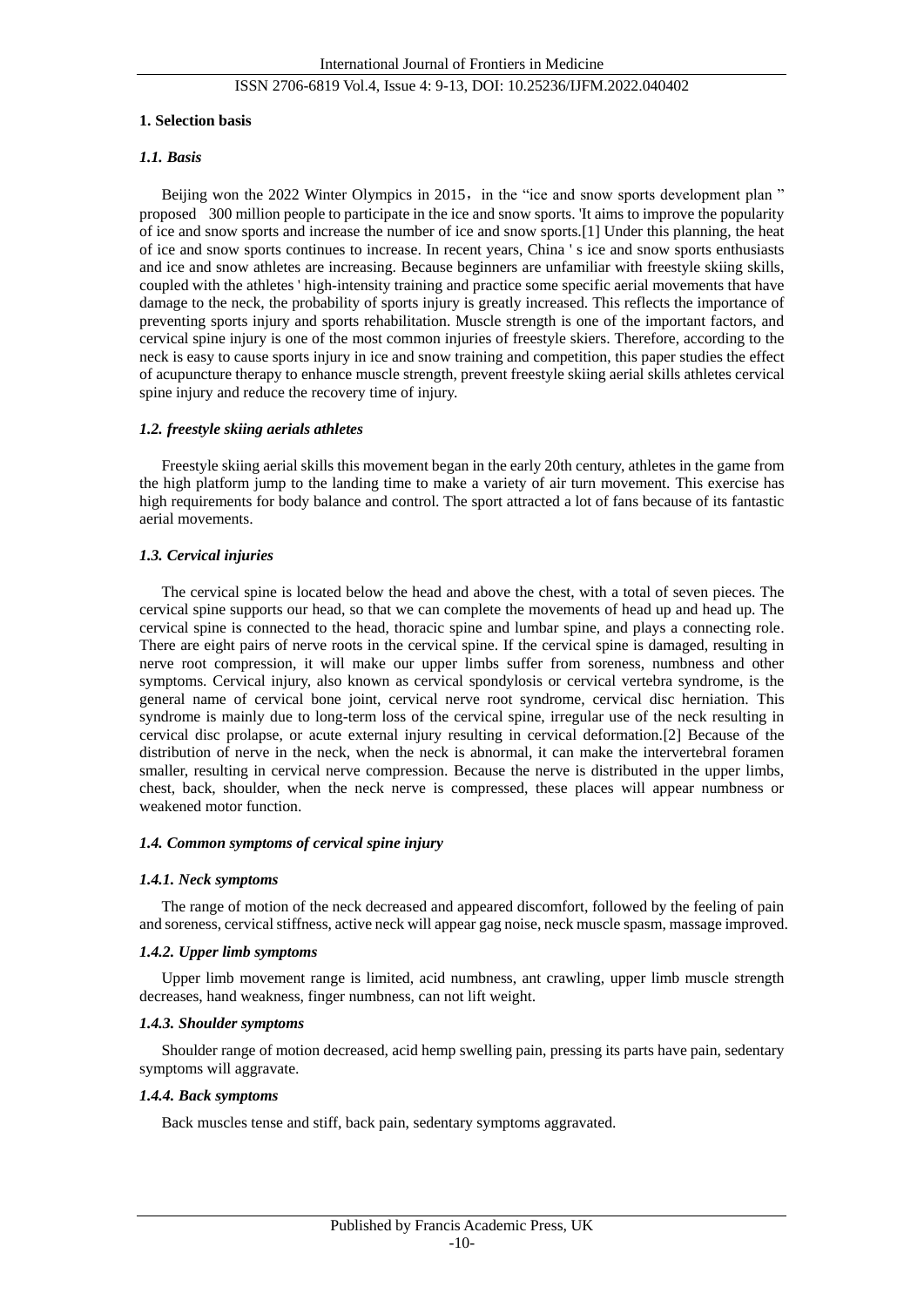## 1. Selection basis

### *1.1. Basis*

Beijing won the 2022 Winter Olympics in 2015，in the “ice and snow sports development plan ” proposed 300 million people to participate in the ice and snow sports. 'It aims to improve the popularity of ice and snow sports and increase the number of ice and snow sports.[1] Under this planning, the heat of ice and snow sports continues to increase. In recent years, China ' s ice and snow sports enthusiasts and ice and snow athletes are increasing. Because beginners are unfamiliar with freestyle skiing skills, coupled with the athletes ' high-intensity training and practice some specific aerial movements that have damage to the neck, the probability of sports injury is greatly increased. This reflects the importance of preventing sports injury and sports rehabilitation. Muscle strength is one of the important factors, and cervical spine injury is one of the most common injuries of freestyle skiers. Therefore, according to the neck is easy to cause sports injury in ice and snow training and competition, this paper studies the effect of acupuncture therapy to enhance muscle strength, prevent freestyle skiing aerial skills athletes cervical spine injury and reduce the recovery time of injury.

### *1.2. freestyle skiing aerials athletes*

Freestyle skiing aerial skills this movement began in the early 20th century, athletes in the game from the high platform jump to the landing time to make a variety of air turn movement. This exercise has high requirements for body balance and control. The sport attracted a lot of fans because of its fantastic aerial movements.

### *1.3. Cervical injuries*

The cervical spine is located below the head and above the chest, with a total of seven pieces. The cervical spine supports our head, so that we can complete the movements of head up and head up. The cervical spine is connected to the head, thoracic spine and lumbar spine, and plays a connecting role. There are eight pairs of nerve roots in the cervical spine. If the cervical spine is damaged, resulting in nerve root compression, it will make our upper limbs suffer from soreness, numbness and other symptoms. Cervical injury, also known as cervical spondylosis or cervical vertebra syndrome, is the general name of cervical bone joint, cervical nerve root syndrome, cervical disc herniation. This syndrome is mainly due to long-term loss of the cervical spine, irregular use of the neck resulting in cervical disc prolapse, or acute external injury resulting in cervical deformation.[2] Because of the distribution of nerve in the neck, when the neck is abnormal, it can make the intervertebral foramen smaller, resulting in cervical nerve compression. Because the nerve is distributed in the upper limbs, chest, back, shoulder, when the neck nerve is compressed, these places will appear numbness or weakened motor function.

### *1.4. Common symptoms of cervical spine injury*

#### *1.4.1. Neck symptoms*

The range of motion of the neck decreased and appeared discomfort, followed by the feeling of pain and soreness, cervical stiffness, active neck will appear gag noise, neck muscle spasm, massage improved.

#### *1.4.2. Upper limb symptoms*

Upper limb movement range is limited, acid numbness, ant crawling, upper limb muscle strength decreases, hand weakness, finger numbness, can not lift weight.

#### *1.4.3. Shoulder symptoms*

Shoulder range of motion decreased, acid hemp swelling pain, pressing its parts have pain, sedentary symptoms will aggravate.

#### *1.4.4. Back symptoms*

Back muscles tense and stiff, back pain, sedentary symptoms aggravated.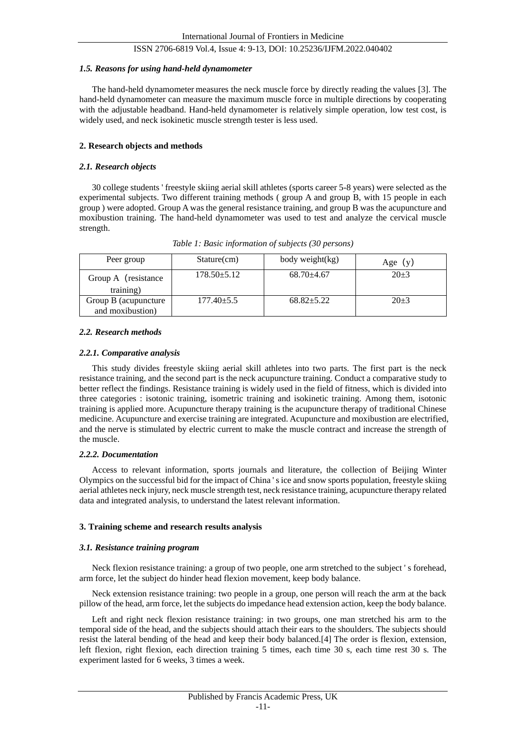### *1.5. Reasons for using hand-held dynamometer*

The hand-held dynamometer measures the neck muscle force by directly reading the values [3]. The hand-held dynamometer can measure the maximum muscle force in multiple directions by cooperating with the adjustable headband. Hand-held dynamometer is relatively simple operation, low test cost, is widely used, and neck isokinetic muscle strength tester is less used.

## 2. Research objects and methods

### *2.1. Research objects*

30 college students ' freestyle skiing aerial skill athletes (sports career 5-8 years) were selected as the experimental subjects. Two different training methods ( group A and group B, with 15 people in each group ) were adopted. Group A was the general resistance training, and group B was the acupuncture and moxibustion training. The hand-held dynamometer was used to test and analyze the cervical muscle strength.

*Table 1: Basic information of subjects (30 persons)*

| Peer group | Stature(cm) | body weight(kg) | Age (y) |
|---|---|---|---|
| Group A (resistance training) | 178.50±5.12 | 68.70±4.67 | 20±3 |
| Group B (acupuncture and moxibustion) | 177.40±5.5 | 68.82±5.22 | 20±3 |

### *2.2. Research methods*

#### *2.2.1. Comparative analysis*

This study divides freestyle skiing aerial skill athletes into two parts. The first part is the neck resistance training, and the second part is the neck acupuncture training. Conduct a comparative study to better reflect the findings. Resistance training is widely used in the field of fitness, which is divided into three categories : isotonic training, isometric training and isokinetic training. Among them, isotonic training is applied more. Acupuncture therapy training is the acupuncture therapy of traditional Chinese medicine. Acupuncture and exercise training are integrated. Acupuncture and moxibustion are electrified, and the nerve is stimulated by electric current to make the muscle contract and increase the strength of the muscle.

#### *2.2.2. Documentation*

Access to relevant information, sports journals and literature, the collection of Beijing Winter Olympics on the successful bid for the impact of China ' s ice and snow sports population, freestyle skiing aerial athletes neck injury, neck muscle strength test, neck resistance training, acupuncture therapy related data and integrated analysis, to understand the latest relevant information.

## 3. Training scheme and research results analysis

### *3.1. Resistance training program*

Neck flexion resistance training: a group of two people, one arm stretched to the subject ' s forehead, arm force, let the subject do hinder head flexion movement, keep body balance.

Neck extension resistance training: two people in a group, one person will reach the arm at the back pillow of the head, arm force, let the subjects do impedance head extension action, keep the body balance.

Left and right neck flexion resistance training: in two groups, one man stretched his arm to the temporal side of the head, and the subjects should attach their ears to the shoulders. The subjects should resist the lateral bending of the head and keep their body balanced.[4] The order is flexion, extension, left flexion, right flexion, each direction training 5 times, each time 30 s, each time rest 30 s. The experiment lasted for 6 weeks, 3 times a week.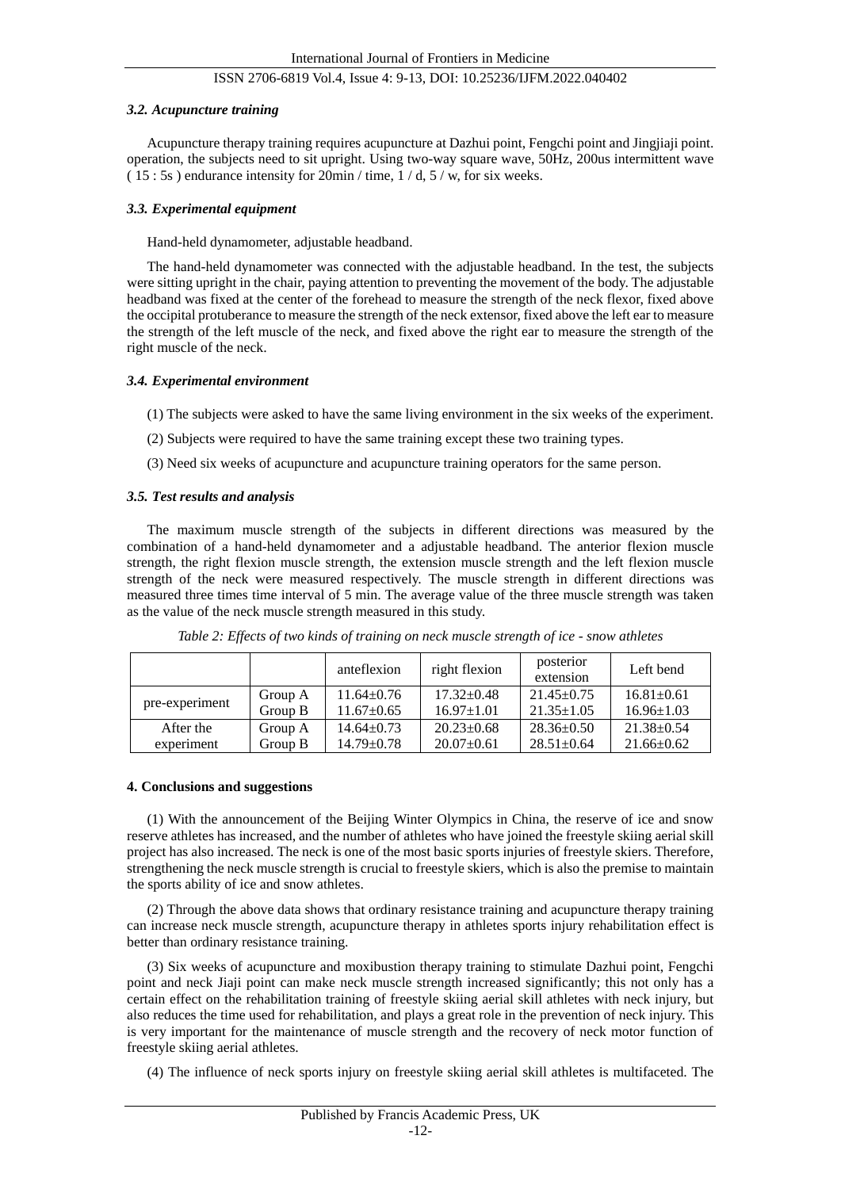### *3.2. Acupuncture training*

Acupuncture therapy training requires acupuncture at Dazhui point, Fengchi point and Jingjiaji point. operation, the subjects need to sit upright. Using two-way square wave, 50Hz, 200us intermittent wave ( 15 : 5s ) endurance intensity for 20min / time, 1 / d, 5 / w, for six weeks.

### *3.3. Experimental equipment*

Hand-held dynamometer, adjustable headband.

The hand-held dynamometer was connected with the adjustable headband. In the test, the subjects were sitting upright in the chair, paying attention to preventing the movement of the body. The adjustable headband was fixed at the center of the forehead to measure the strength of the neck flexor, fixed above the occipital protuberance to measure the strength of the neck extensor, fixed above the left ear to measure the strength of the left muscle of the neck, and fixed above the right ear to measure the strength of the right muscle of the neck.

### *3.4. Experimental environment*

(1) The subjects were asked to have the same living environment in the six weeks of the experiment.

(2) Subjects were required to have the same training except these two training types.

(3) Need six weeks of acupuncture and acupuncture training operators for the same person.

### *3.5. Test results and analysis*

The maximum muscle strength of the subjects in different directions was measured by the combination of a hand-held dynamometer and a adjustable headband. The anterior flexion muscle strength, the right flexion muscle strength, the extension muscle strength and the left flexion muscle strength of the neck were measured respectively. The muscle strength in different directions was measured three times time interval of 5 min. The average value of the three muscle strength was taken as the value of the neck muscle strength measured in this study.

*Table 2: Effects of two kinds of training on neck muscle strength of ice - snow athletes*

| | | anteflexion | right flexion | posterior extension | Left bend |
|---|---|---|---|---|---|
| pre-experiment | Group A | 11.64±0.76 | 17.32±0.48 | 21.45±0.75 | 16.81±0.61 |
| | Group B | 11.67±0.65 | 16.97±1.01 | 21.35±1.05 | 16.96±1.03 |
| After the experiment | Group A | 14.64±0.73 | 20.23±0.68 | 28.36±0.50 | 21.38±0.54 |
| | Group B | 14.79±0.78 | 20.07±0.61 | 28.51±0.64 | 21.66±0.62 |

## 4. Conclusions and suggestions

(1) With the announcement of the Beijing Winter Olympics in China, the reserve of ice and snow reserve athletes has increased, and the number of athletes who have joined the freestyle skiing aerial skill project has also increased. The neck is one of the most basic sports injuries of freestyle skiers. Therefore, strengthening the neck muscle strength is crucial to freestyle skiers, which is also the premise to maintain the sports ability of ice and snow athletes.

(2) Through the above data shows that ordinary resistance training and acupuncture therapy training can increase neck muscle strength, acupuncture therapy in athletes sports injury rehabilitation effect is better than ordinary resistance training.

(3) Six weeks of acupuncture and moxibustion therapy training to stimulate Dazhui point, Fengchi point and neck Jiaji point can make neck muscle strength increased significantly; this not only has a certain effect on the rehabilitation training of freestyle skiing aerial skill athletes with neck injury, but also reduces the time used for rehabilitation, and plays a great role in the prevention of neck injury. This is very important for the maintenance of muscle strength and the recovery of neck motor function of freestyle skiing aerial athletes.

(4) The influence of neck sports injury on freestyle skiing aerial skill athletes is multifaceted. The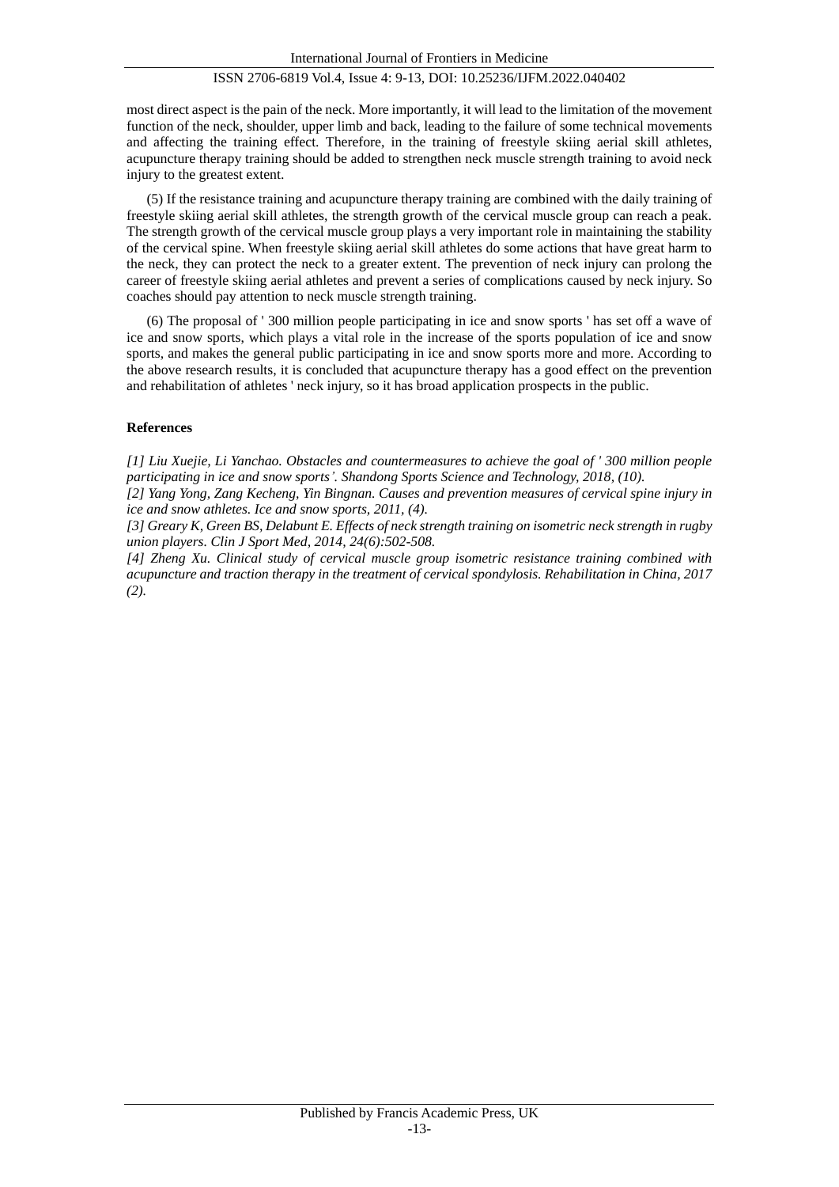most direct aspect is the pain of the neck. More importantly, it will lead to the limitation of the movement function of the neck, shoulder, upper limb and back, leading to the failure of some technical movements and affecting the training effect. Therefore, in the training of freestyle skiing aerial skill athletes, acupuncture therapy training should be added to strengthen neck muscle strength training to avoid neck injury to the greatest extent.

(5) If the resistance training and acupuncture therapy training are combined with the daily training of freestyle skiing aerial skill athletes, the strength growth of the cervical muscle group can reach a peak. The strength growth of the cervical muscle group plays a very important role in maintaining the stability of the cervical spine. When freestyle skiing aerial skill athletes do some actions that have great harm to the neck, they can protect the neck to a greater extent. The prevention of neck injury can prolong the career of freestyle skiing aerial athletes and prevent a series of complications caused by neck injury. So coaches should pay attention to neck muscle strength training.

(6) The proposal of ' 300 million people participating in ice and snow sports ' has set off a wave of ice and snow sports, which plays a vital role in the increase of the sports population of ice and snow sports, and makes the general public participating in ice and snow sports more and more. According to the above research results, it is concluded that acupuncture therapy has a good effect on the prevention and rehabilitation of athletes ' neck injury, so it has broad application prospects in the public.

## References

*[1] Liu Xuejie, Li Yanchao. Obstacles and countermeasures to achieve the goal of ' 300 million people participating in ice and snow sports'. Shandong Sports Science and Technology, 2018, (10).*

*[2] Yang Yong, Zang Kecheng, Yin Bingnan. Causes and prevention measures of cervical spine injury in ice and snow athletes. Ice and snow sports, 2011, (4).*

*[3] Greary K, Green BS, Delabunt E. Effects of neck strength training on isometric neck strength in rugby union players. Clin J Sport Med, 2014, 24(6):502-508.*

*[4] Zheng Xu. Clinical study of cervical muscle group isometric resistance training combined with acupuncture and traction therapy in the treatment of cervical spondylosis. Rehabilitation in China, 2017 (2).*